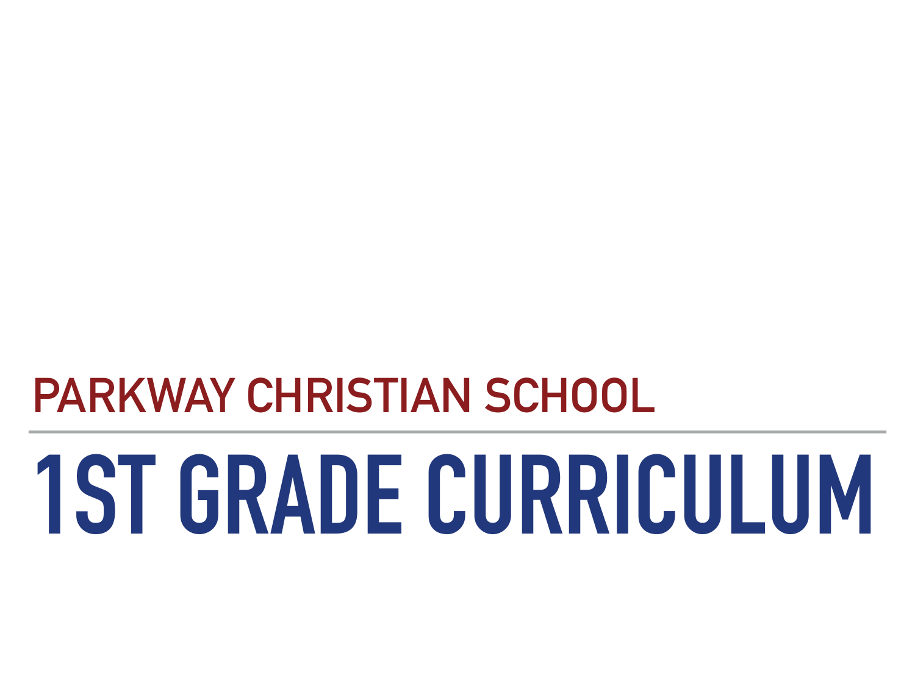## PARKWAY CHRISTIAN SCHOOL

---

# 1ST GRADE CURRICULUM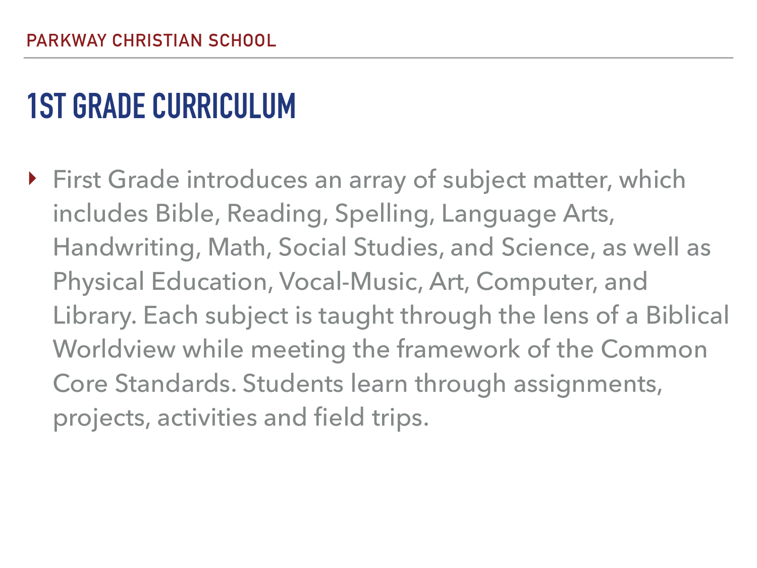# 1ST GRADE CURRICULUM

- First Grade introduces an array of subject matter, which includes Bible, Reading, Spelling, Language Arts, Handwriting, Math, Social Studies, and Science, as well as Physical Education, Vocal-Music, Art, Computer, and Library. Each subject is taught through the lens of a Biblical Worldview while meeting the framework of the Common Core Standards. Students learn through assignments, projects, activities and field trips.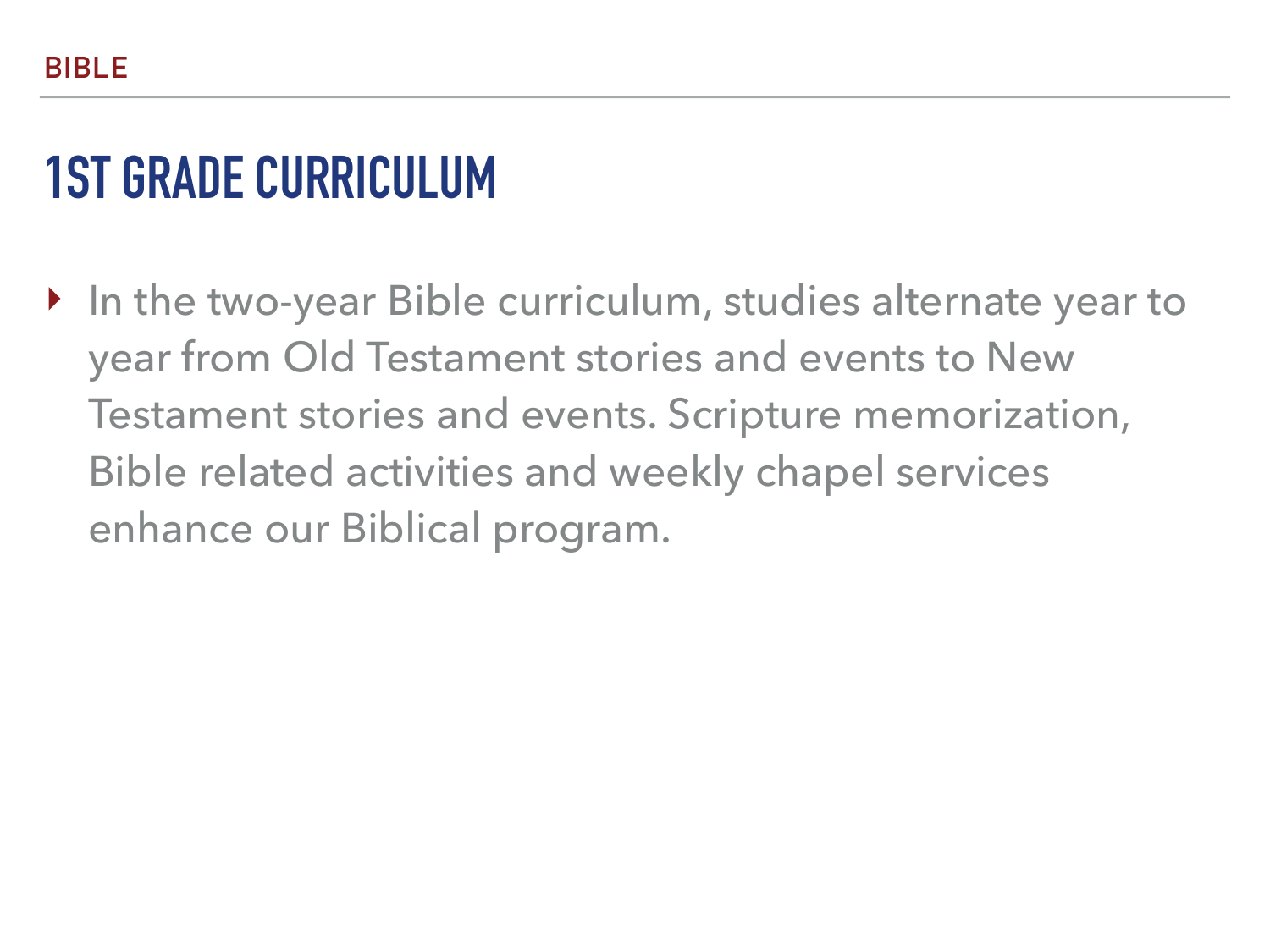BIBLE

# 1ST GRADE CURRICULUM

- In the two-year Bible curriculum, studies alternate year to year from Old Testament stories and events to New Testament stories and events. Scripture memorization, Bible related activities and weekly chapel services enhance our Biblical program.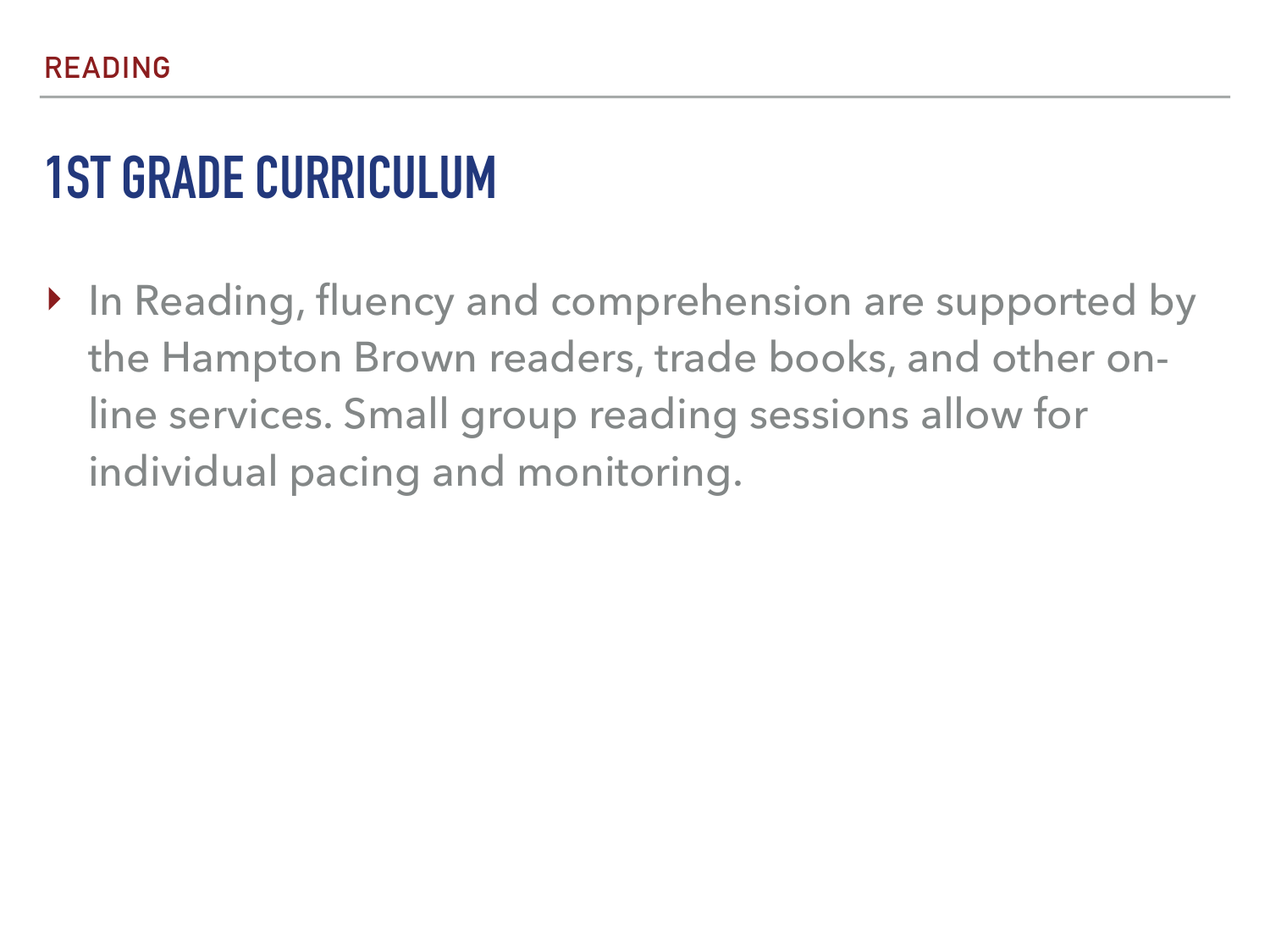READING

# 1ST GRADE CURRICULUM

- In Reading, fluency and comprehension are supported by the Hampton Brown readers, trade books, and other on-line services. Small group reading sessions allow for individual pacing and monitoring.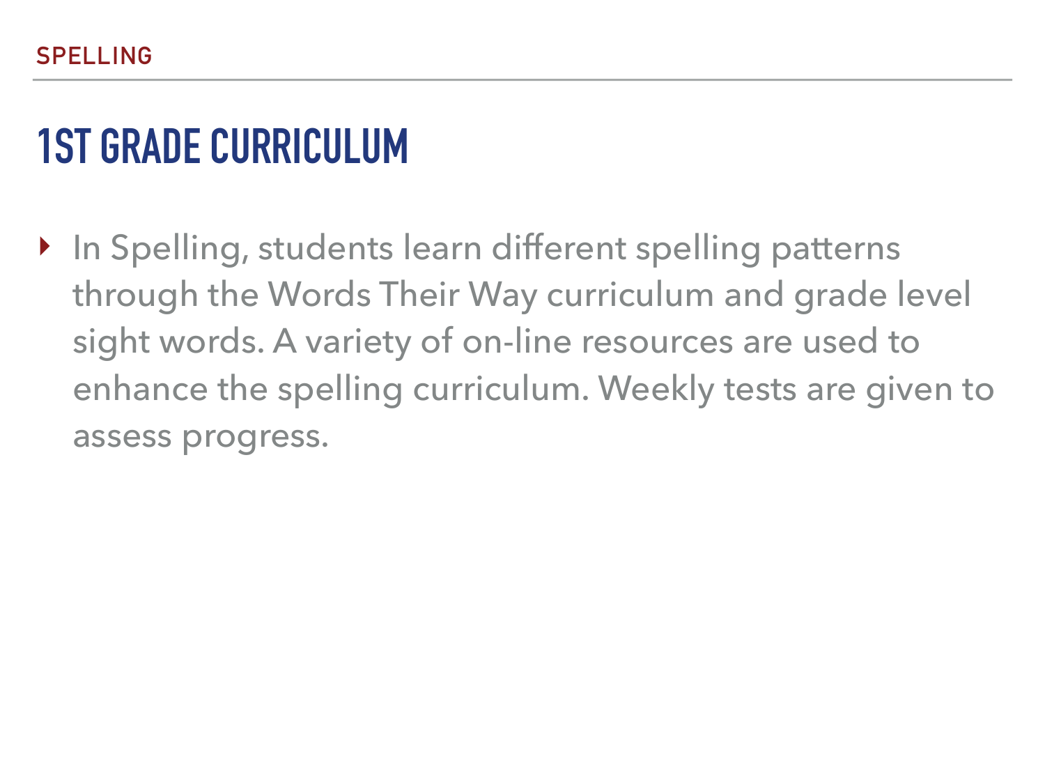SPELLING

# 1ST GRADE CURRICULUM

- In Spelling, students learn different spelling patterns through the Words Their Way curriculum and grade level sight words. A variety of on-line resources are used to enhance the spelling curriculum. Weekly tests are given to assess progress.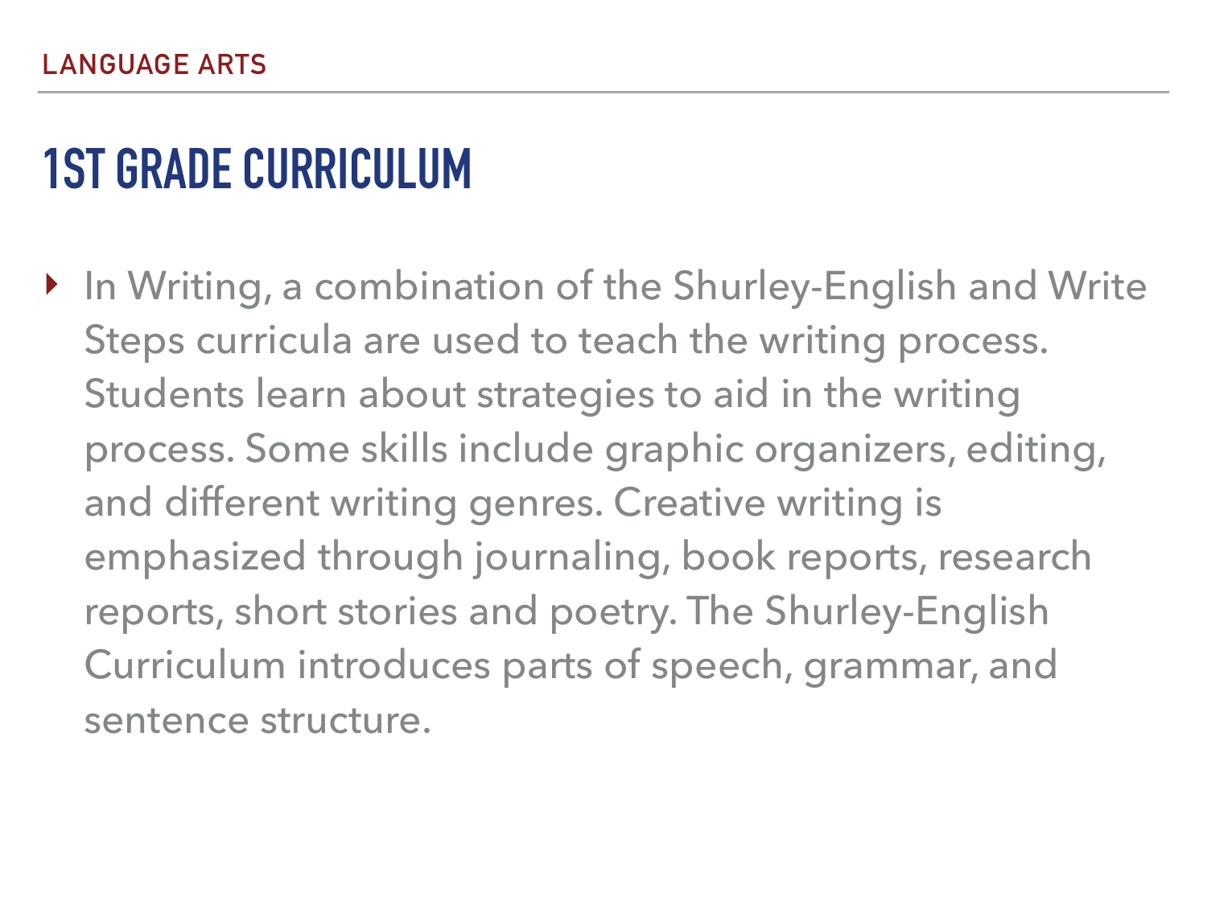LANGUAGE ARTS

# 1ST GRADE CURRICULUM

- In Writing, a combination of the Shurley-English and Write Steps curricula are used to teach the writing process. Students learn about strategies to aid in the writing process. Some skills include graphic organizers, editing, and different writing genres. Creative writing is emphasized through journaling, book reports, research reports, short stories and poetry. The Shurley-English Curriculum introduces parts of speech, grammar, and sentence structure.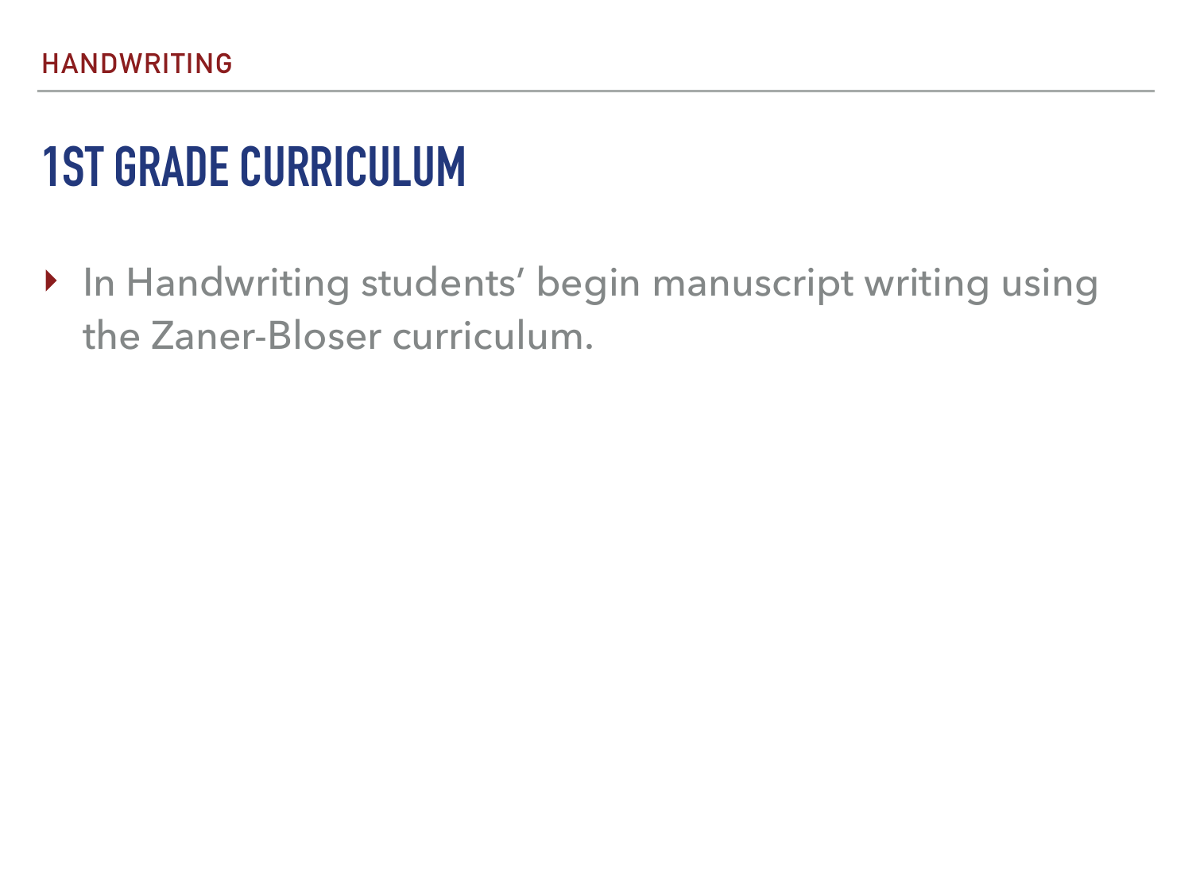HANDWRITING

# 1ST GRADE CURRICULUM

- In Handwriting students' begin manuscript writing using the Zaner-Bloser curriculum.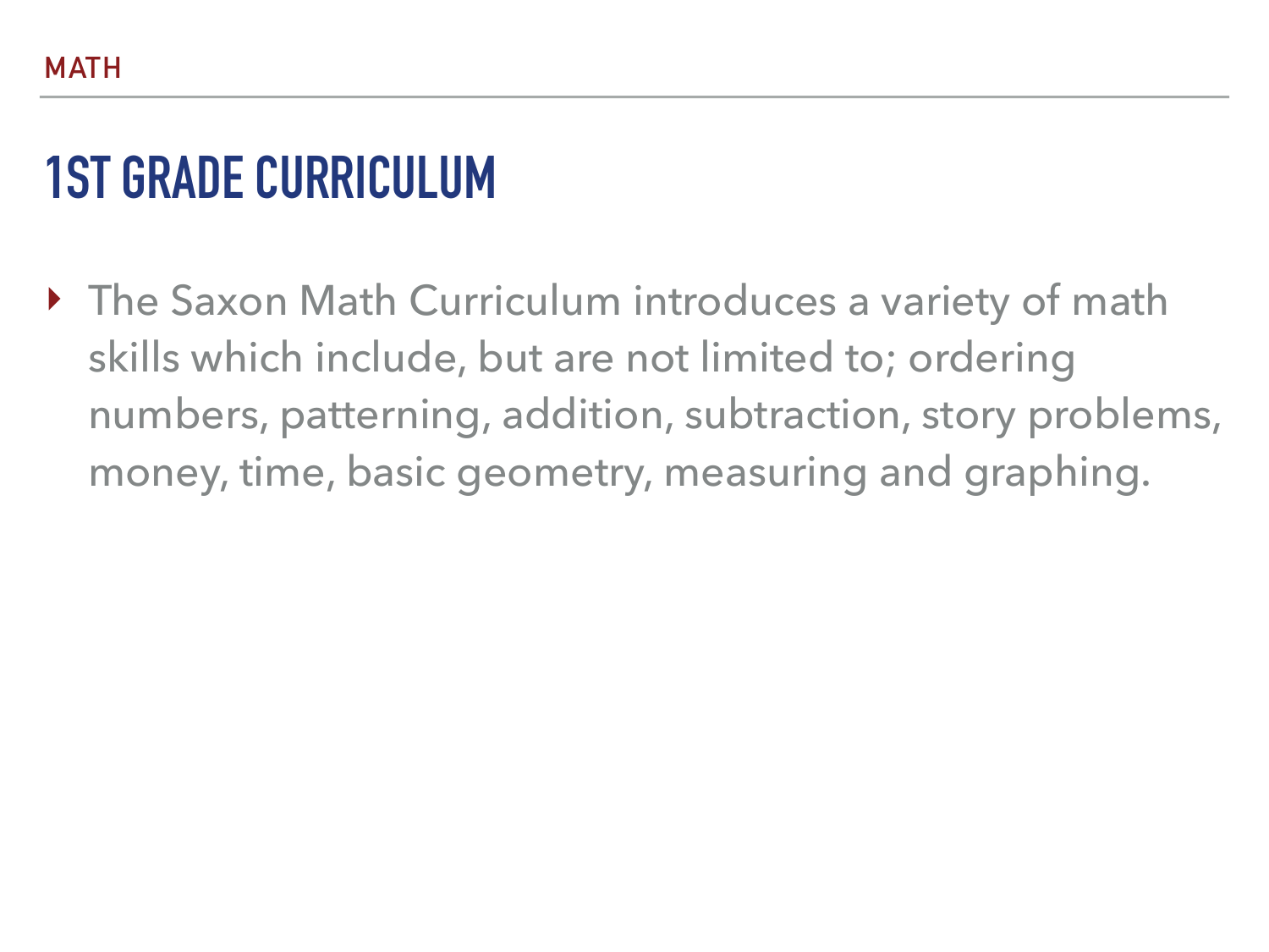MATH

# 1ST GRADE CURRICULUM

- The Saxon Math Curriculum introduces a variety of math skills which include, but are not limited to; ordering numbers, patterning, addition, subtraction, story problems, money, time, basic geometry, measuring and graphing.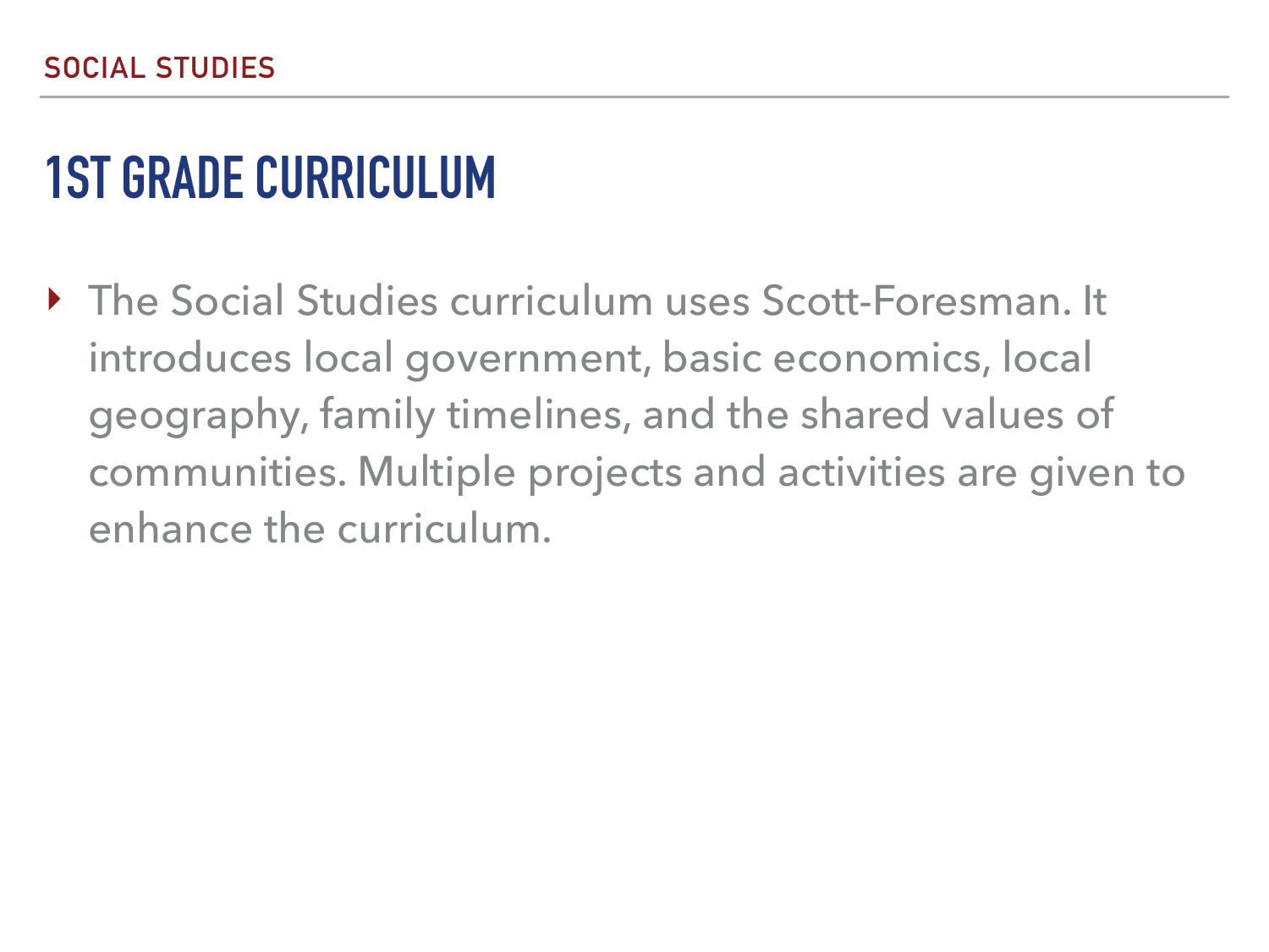SOCIAL STUDIES

# 1ST GRADE CURRICULUM

- The Social Studies curriculum uses Scott-Foresman. It introduces local government, basic economics, local geography, family timelines, and the shared values of communities. Multiple projects and activities are given to enhance the curriculum.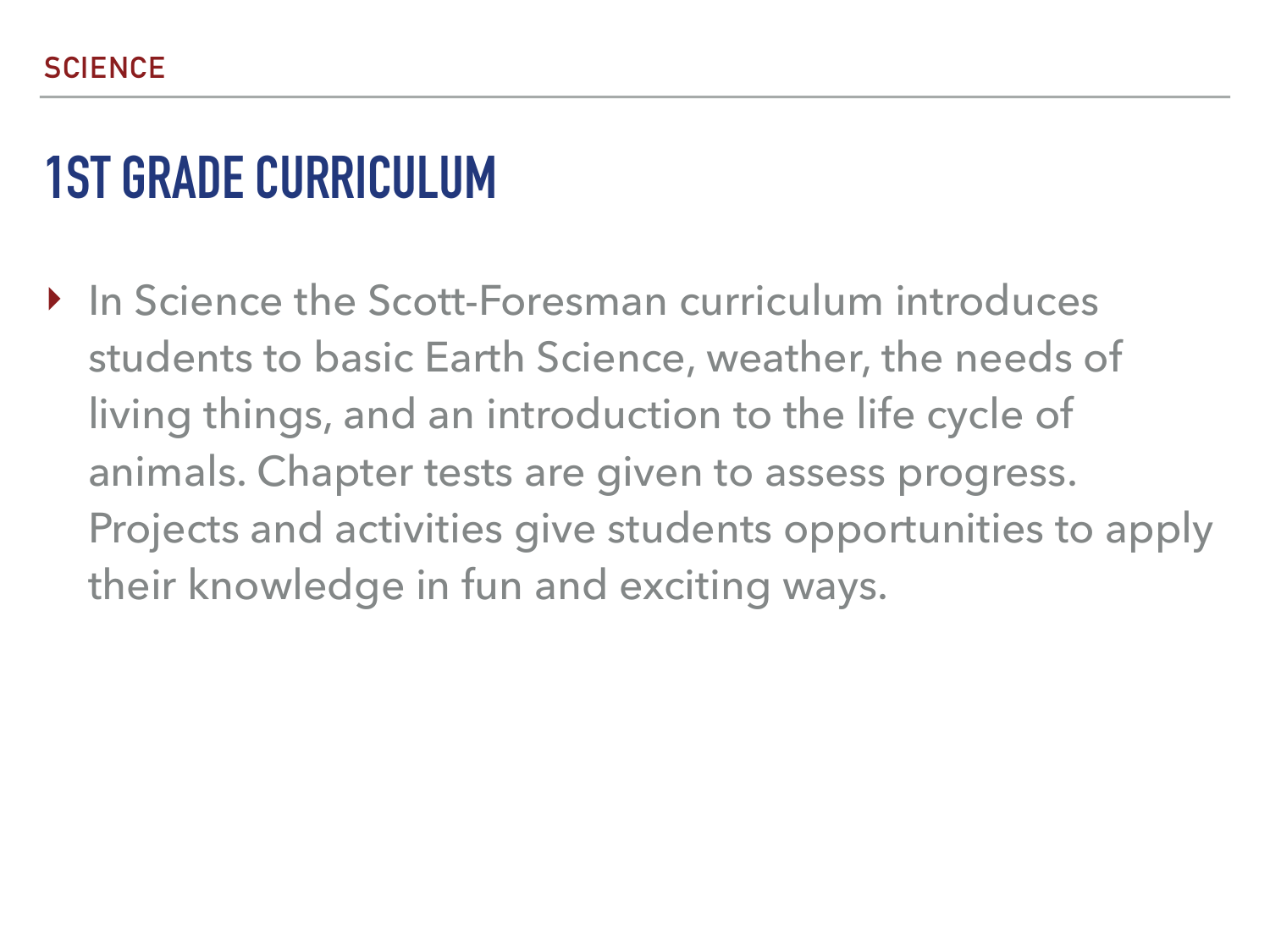SCIENCE

# 1ST GRADE CURRICULUM

- In Science the Scott-Foresman curriculum introduces students to basic Earth Science, weather, the needs of living things, and an introduction to the life cycle of animals. Chapter tests are given to assess progress. Projects and activities give students opportunities to apply their knowledge in fun and exciting ways.